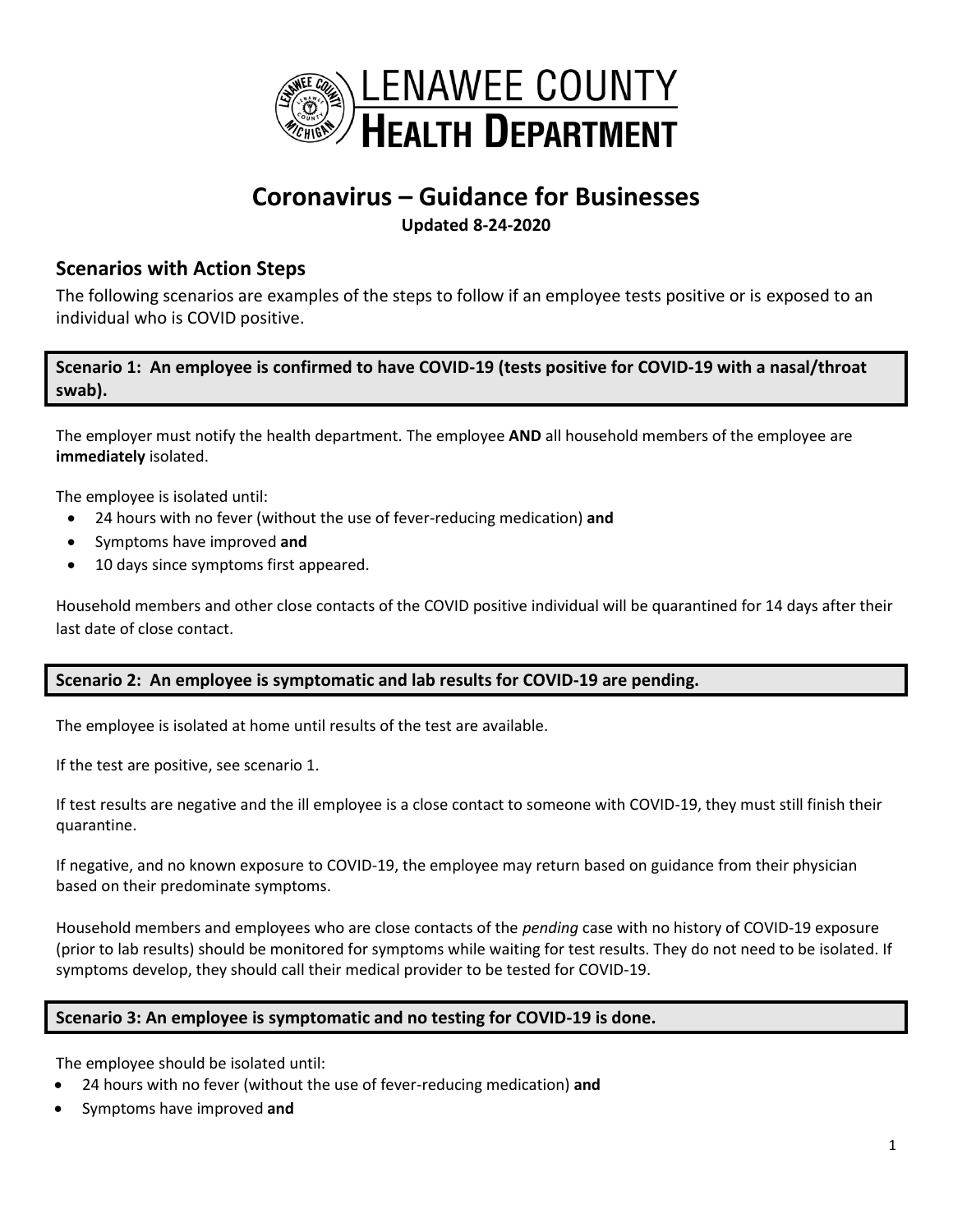# LENAWEE COUNTY HEALTH DEPARTMENT

# Coronavirus – Guidance for Businesses

**Updated 8-24-2020**

## Scenarios with Action Steps

The following scenarios are examples of the steps to follow if an employee tests positive or is exposed to an individual who is COVID positive.

### Scenario 1: An employee is confirmed to have COVID-19 (tests positive for COVID-19 with a nasal/throat swab).

The employer must notify the health department. The employee **AND** all household members of the employee are **immediately** isolated.

The employee is isolated until:

- 24 hours with no fever (without the use of fever-reducing medication) **and**
- Symptoms have improved **and**
- 10 days since symptoms first appeared.

Household members and other close contacts of the COVID positive individual will be quarantined for 14 days after their last date of close contact.

### Scenario 2: An employee is symptomatic and lab results for COVID-19 are pending.

The employee is isolated at home until results of the test are available.

If the test are positive, see scenario 1.

If test results are negative and the ill employee is a close contact to someone with COVID-19, they must still finish their quarantine.

If negative, and no known exposure to COVID-19, the employee may return based on guidance from their physician based on their predominate symptoms.

Household members and employees who are close contacts of the *pending* case with no history of COVID-19 exposure (prior to lab results) should be monitored for symptoms while waiting for test results. They do not need to be isolated. If symptoms develop, they should call their medical provider to be tested for COVID-19.

### Scenario 3: An employee is symptomatic and no testing for COVID-19 is done.

The employee should be isolated until:

- 24 hours with no fever (without the use of fever-reducing medication) **and**
- Symptoms have improved **and**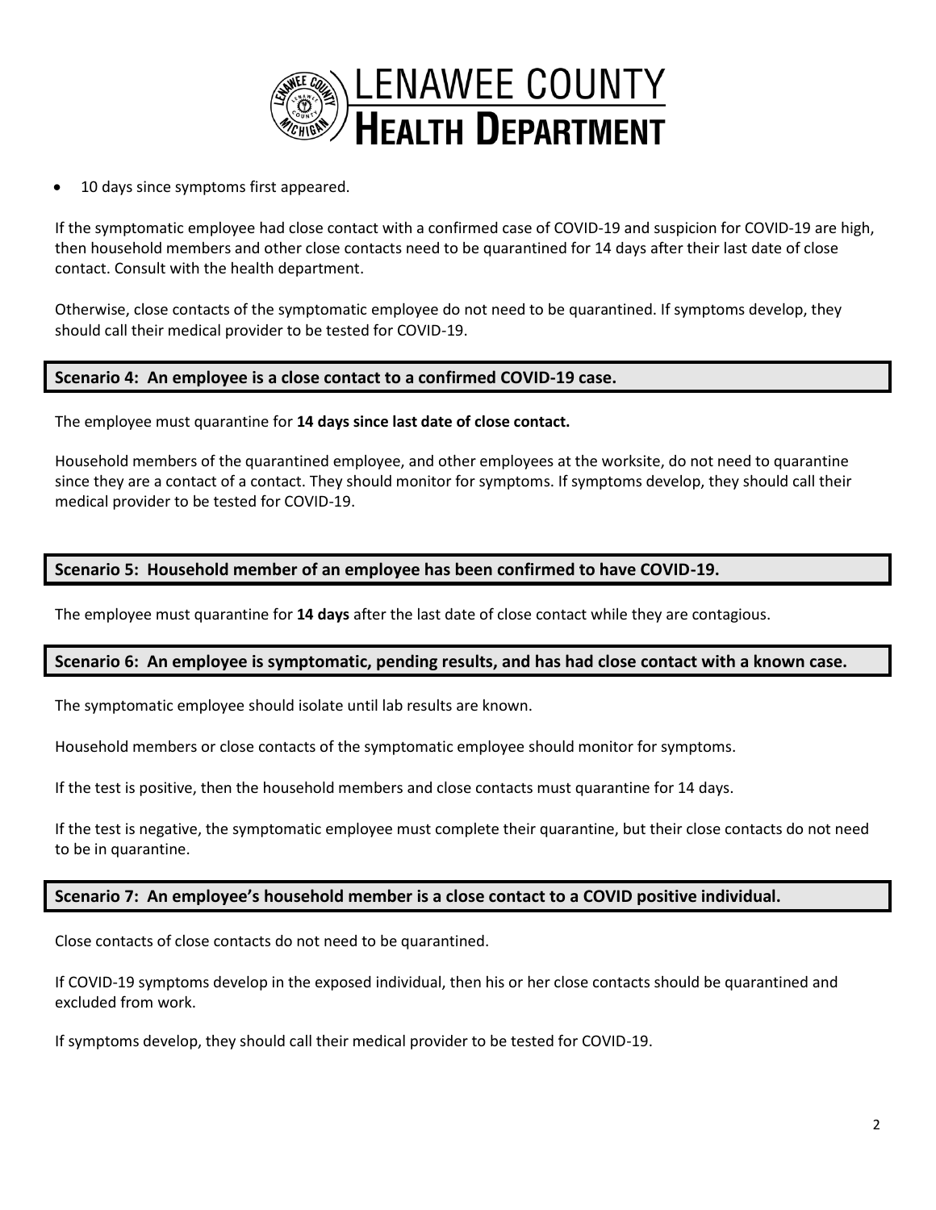- 10 days since symptoms first appeared.

If the symptomatic employee had close contact with a confirmed case of COVID-19 and suspicion for COVID-19 are high, then household members and other close contacts need to be quarantined for 14 days after their last date of close contact. Consult with the health department.

Otherwise, close contacts of the symptomatic employee do not need to be quarantined. If symptoms develop, they should call their medical provider to be tested for COVID-19.

## Scenario 4: An employee is a close contact to a confirmed COVID-19 case.

The employee must quarantine for **14 days since last date of close contact.**

Household members of the quarantined employee, and other employees at the worksite, do not need to quarantine since they are a contact of a contact. They should monitor for symptoms. If symptoms develop, they should call their medical provider to be tested for COVID-19.

## Scenario 5: Household member of an employee has been confirmed to have COVID-19.

The employee must quarantine for **14 days** after the last date of close contact while they are contagious.

## Scenario 6: An employee is symptomatic, pending results, and has had close contact with a known case.

The symptomatic employee should isolate until lab results are known.

Household members or close contacts of the symptomatic employee should monitor for symptoms.

If the test is positive, then the household members and close contacts must quarantine for 14 days.

If the test is negative, the symptomatic employee must complete their quarantine, but their close contacts do not need to be in quarantine.

## Scenario 7: An employee's household member is a close contact to a COVID positive individual.

Close contacts of close contacts do not need to be quarantined.

If COVID-19 symptoms develop in the exposed individual, then his or her close contacts should be quarantined and excluded from work.

If symptoms develop, they should call their medical provider to be tested for COVID-19.